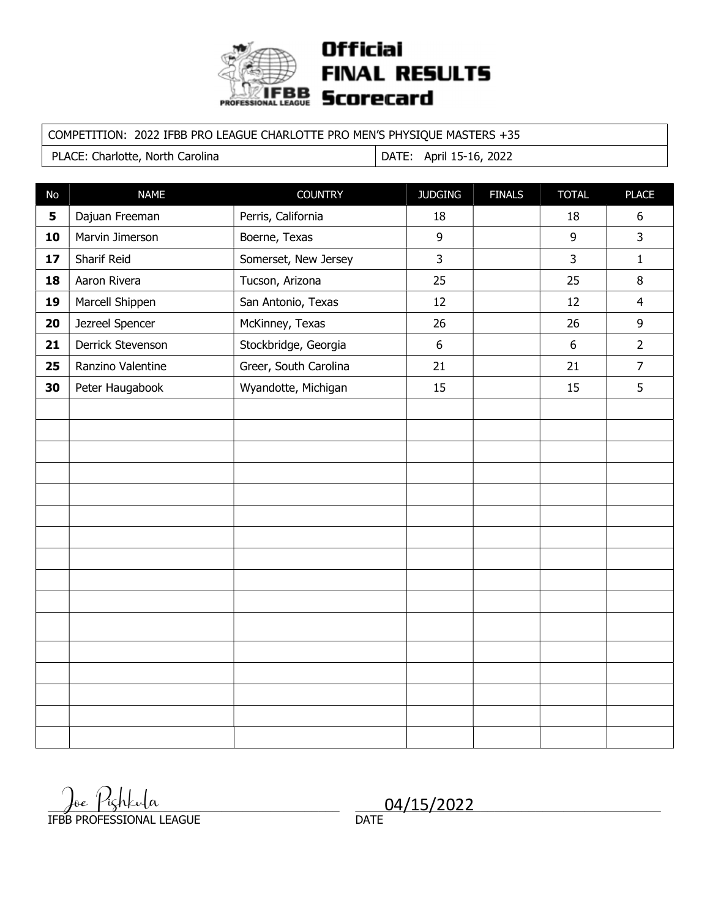# Official FINAL RESULTS Scorecard

IFBB PROFESSIONAL LEAGUE

| COMPETITION: 2022 IFBB PRO LEAGUE CHARLOTTE PRO MEN'S PHYSIQUE MASTERS +35 | |
|---|---|
| PLACE: Charlotte, North Carolina | DATE: April 15-16, 2022 |

| No | NAME | COUNTRY | JUDGING | FINALS | TOTAL | PLACE |
|---|---|---|---|---|---|---|
| **5** | Dajuan Freeman | Perris, California | 18 | | 18 | 6 |
| **10** | Marvin Jimerson | Boerne, Texas | 9 | | 9 | 3 |
| **17** | Sharif Reid | Somerset, New Jersey | 3 | | 3 | 1 |
| **18** | Aaron Rivera | Tucson, Arizona | 25 | | 25 | 8 |
| **19** | Marcell Shippen | San Antonio, Texas | 12 | | 12 | 4 |
| **20** | Jezreel Spencer | McKinney, Texas | 26 | | 26 | 9 |
| **21** | Derrick Stevenson | Stockbridge, Georgia | 6 | | 6 | 2 |
| **25** | Ranzino Valentine | Greer, South Carolina | 21 | | 21 | 7 |
| **30** | Peter Haugabook | Wyandotte, Michigan | 15 | | 15 | 5 |

Joe Pishkula
IFBB PROFESSIONAL LEAGUE

04/15/2022
DATE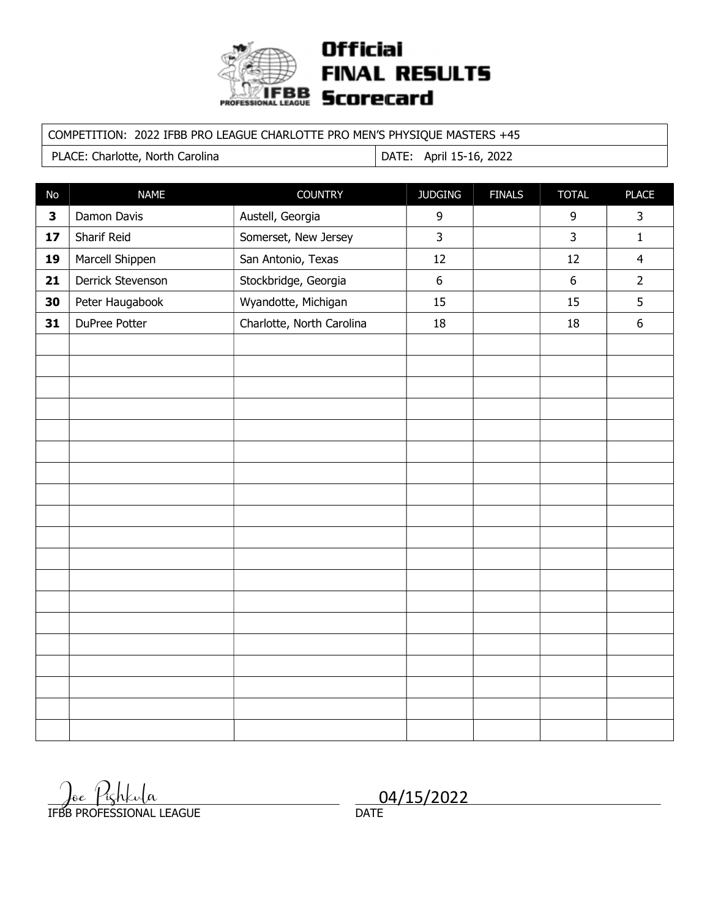# Official FINAL RESULTS Scorecard

IFBB PROFESSIONAL LEAGUE

| COMPETITION: 2022 IFBB PRO LEAGUE CHARLOTTE PRO MEN'S PHYSIQUE MASTERS +45 | |
|---|---|
| PLACE: Charlotte, North Carolina | DATE: April 15-16, 2022 |

| No | NAME | COUNTRY | JUDGING | FINALS | TOTAL | PLACE |
|---|---|---|---|---|---|---|
| **3** | Damon Davis | Austell, Georgia | 9 | | 9 | 3 |
| **17** | Sharif Reid | Somerset, New Jersey | 3 | | 3 | 1 |
| **19** | Marcell Shippen | San Antonio, Texas | 12 | | 12 | 4 |
| **21** | Derrick Stevenson | Stockbridge, Georgia | 6 | | 6 | 2 |
| **30** | Peter Haugabook | Wyandotte, Michigan | 15 | | 15 | 5 |
| **31** | DuPree Potter | Charlotte, North Carolina | 18 | | 18 | 6 |

Joe Pishkula
IFBB PROFESSIONAL LEAGUE

04/15/2022
DATE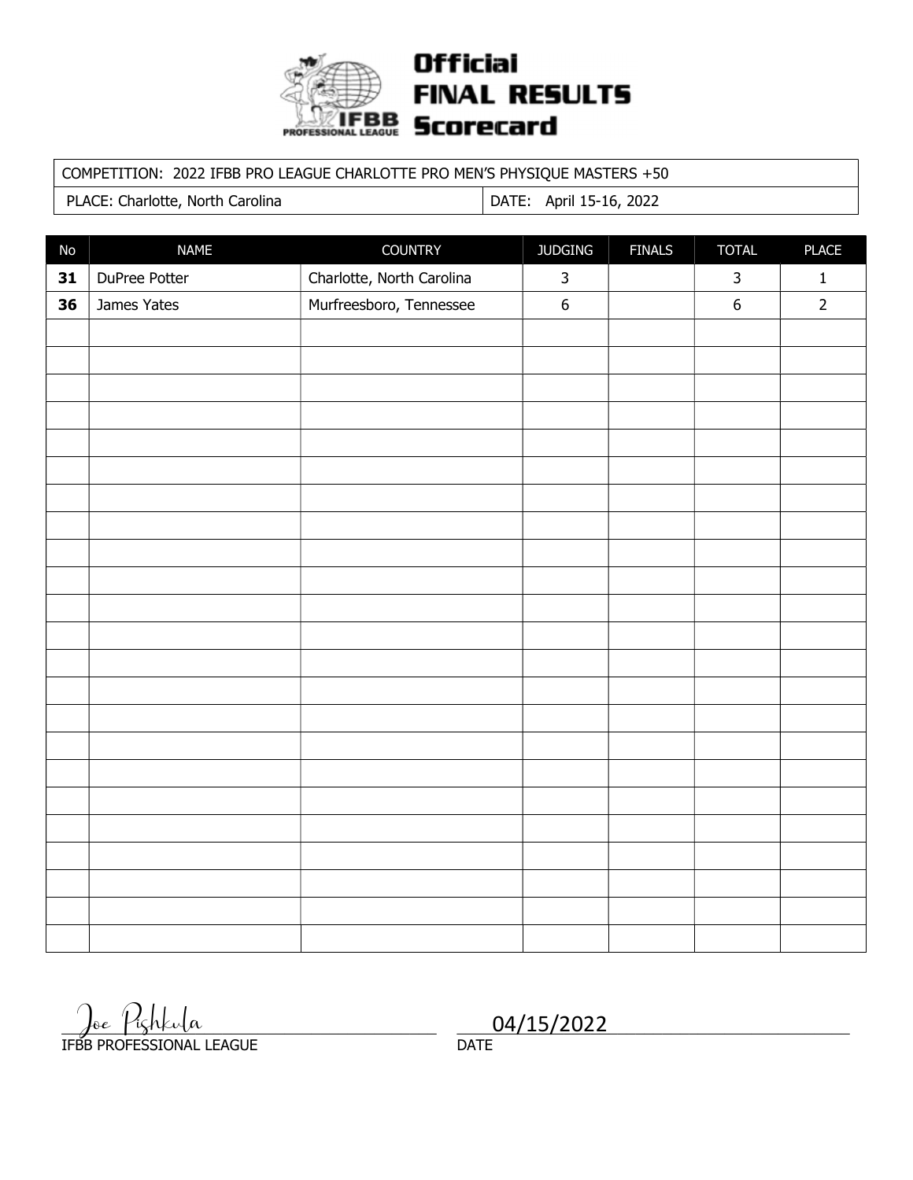# Official FINAL RESULTS Scorecard

IFBB PROFESSIONAL LEAGUE

| COMPETITION: 2022 IFBB PRO LEAGUE CHARLOTTE PRO MEN'S PHYSIQUE MASTERS +50 | |
|---|---|
| PLACE: Charlotte, North Carolina | DATE: April 15-16, 2022 |

| No | NAME | COUNTRY | JUDGING | FINALS | TOTAL | PLACE |
|---|---|---|---|---|---|---|
| **31** | DuPree Potter | Charlotte, North Carolina | 3 | | 3 | 1 |
| **36** | James Yates | Murfreesboro, Tennessee | 6 | | 6 | 2 |

Joe Pishkula
IFBB PROFESSIONAL LEAGUE

04/15/2022
DATE